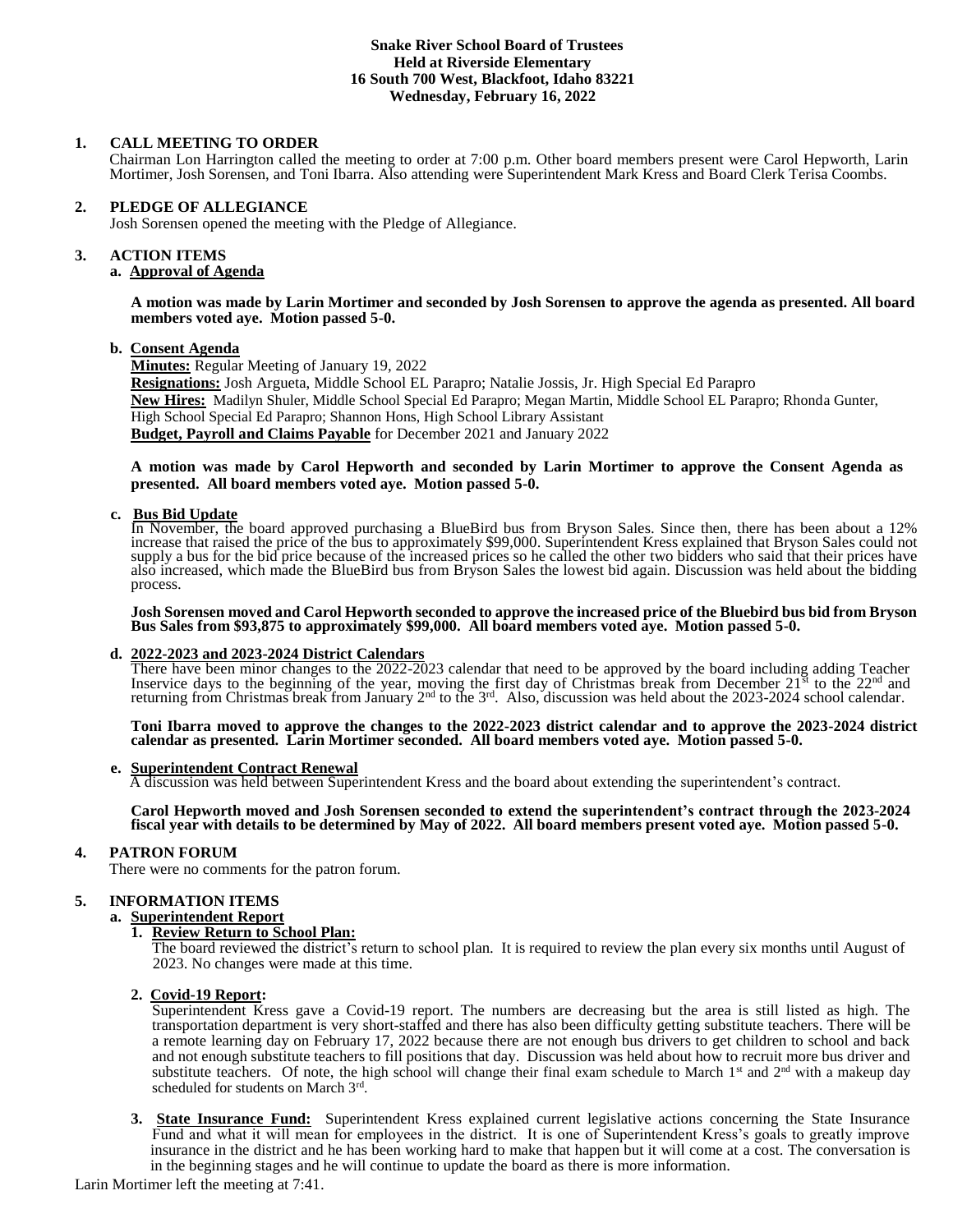**Snake River School Board of Trustees**
**Held at Riverside Elementary**
**16 South 700 West, Blackfoot, Idaho 83221**
**Wednesday, February 16, 2022**

**1. CALL MEETING TO ORDER**

Chairman Lon Harrington called the meeting to order at 7:00 p.m. Other board members present were Carol Hepworth, Larin Mortimer, Josh Sorensen, and Toni Ibarra. Also attending were Superintendent Mark Kress and Board Clerk Terisa Coombs.

**2. PLEDGE OF ALLEGIANCE**

Josh Sorensen opened the meeting with the Pledge of Allegiance.

**3. ACTION ITEMS**

**a. Approval of Agenda**

**A motion was made by Larin Mortimer and seconded by Josh Sorensen to approve the agenda as presented. All board members voted aye. Motion passed 5-0.**

**b. Consent Agenda**

**Minutes:** Regular Meeting of January 19, 2022
**Resignations:** Josh Argueta, Middle School EL Parapro; Natalie Jossis, Jr. High Special Ed Parapro
**New Hires:** Madilyn Shuler, Middle School Special Ed Parapro; Megan Martin, Middle School EL Parapro; Rhonda Gunter, High School Special Ed Parapro; Shannon Hons, High School Library Assistant
**Budget, Payroll and Claims Payable** for December 2021 and January 2022

**A motion was made by Carol Hepworth and seconded by Larin Mortimer to approve the Consent Agenda as presented. All board members voted aye. Motion passed 5-0.**

**c. Bus Bid Update**

In November, the board approved purchasing a BlueBird bus from Bryson Sales. Since then, there has been about a 12% increase that raised the price of the bus to approximately $99,000. Superintendent Kress explained that Bryson Sales could not supply a bus for the bid price because of the increased prices so he called the other two bidders who said that their prices have also increased, which made the BlueBird bus from Bryson Sales the lowest bid again. Discussion was held about the bidding process.

**Josh Sorensen moved and Carol Hepworth seconded to approve the increased price of the Bluebird bus bid from Bryson Bus Sales from $93,875 to approximately $99,000. All board members voted aye. Motion passed 5-0.**

**d. 2022-2023 and 2023-2024 District Calendars**

There have been minor changes to the 2022-2023 calendar that need to be approved by the board including adding Teacher Inservice days to the beginning of the year, moving the first day of Christmas break from December 21st to the 22nd and returning from Christmas break from January 2nd to the 3rd. Also, discussion was held about the 2023-2024 school calendar.

**Toni Ibarra moved to approve the changes to the 2022-2023 district calendar and to approve the 2023-2024 district calendar as presented. Larin Mortimer seconded. All board members voted aye. Motion passed 5-0.**

**e. Superintendent Contract Renewal**

A discussion was held between Superintendent Kress and the board about extending the superintendent's contract.

**Carol Hepworth moved and Josh Sorensen seconded to extend the superintendent's contract through the 2023-2024 fiscal year with details to be determined by May of 2022. All board members present voted aye. Motion passed 5-0.**

**4. PATRON FORUM**

There were no comments for the patron forum.

**5. INFORMATION ITEMS**

**a. Superintendent Report**

**1. Review Return to School Plan:**

The board reviewed the district's return to school plan. It is required to review the plan every six months until August of 2023. No changes were made at this time.

**2. Covid-19 Report:**

Superintendent Kress gave a Covid-19 report. The numbers are decreasing but the area is still listed as high. The transportation department is very short-staffed and there has also been difficulty getting substitute teachers. There will be a remote learning day on February 17, 2022 because there are not enough bus drivers to get children to school and back and not enough substitute teachers to fill positions that day. Discussion was held about how to recruit more bus driver and substitute teachers. Of note, the high school will change their final exam schedule to March 1st and 2nd with a makeup day scheduled for students on March 3rd.

**3. State Insurance Fund:** Superintendent Kress explained current legislative actions concerning the State Insurance Fund and what it will mean for employees in the district. It is one of Superintendent Kress's goals to greatly improve insurance in the district and he has been working hard to make that happen but it will come at a cost. The conversation is in the beginning stages and he will continue to update the board as there is more information.

Larin Mortimer left the meeting at 7:41.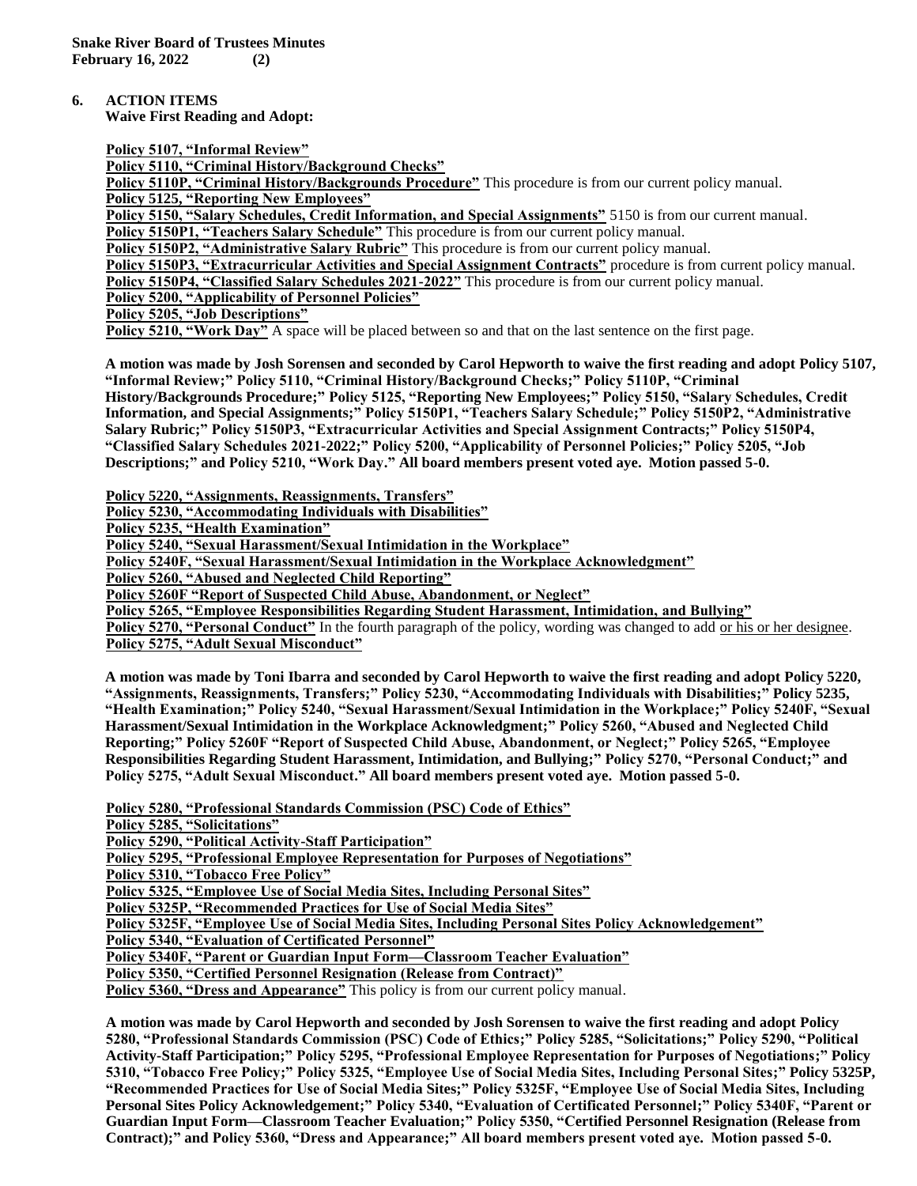**6. ACTION ITEMS**
**Waive First Reading and Adopt:**

**Policy 5107, "Informal Review"**
**Policy 5110, "Criminal History/Background Checks"**
**Policy 5110P, "Criminal History/Backgrounds Procedure"** This procedure is from our current policy manual.
**Policy 5125, "Reporting New Employees"**
**Policy 5150, "Salary Schedules, Credit Information, and Special Assignments"** 5150 is from our current manual.
**Policy 5150P1, "Teachers Salary Schedule"** This procedure is from our current policy manual.
**Policy 5150P2, "Administrative Salary Rubric"** This procedure is from our current policy manual.
**Policy 5150P3, "Extracurricular Activities and Special Assignment Contracts"** procedure is from current policy manual.
**Policy 5150P4, "Classified Salary Schedules 2021-2022"** This procedure is from our current policy manual.
**Policy 5200, "Applicability of Personnel Policies"**
**Policy 5205, "Job Descriptions"**
**Policy 5210, "Work Day"** A space will be placed between so and that on the last sentence on the first page.

**A motion was made by Josh Sorensen and seconded by Carol Hepworth to waive the first reading and adopt Policy 5107, "Informal Review;" Policy 5110, "Criminal History/Background Checks;" Policy 5110P, "Criminal History/Backgrounds Procedure;" Policy 5125, "Reporting New Employees;" Policy 5150, "Salary Schedules, Credit Information, and Special Assignments;" Policy 5150P1, "Teachers Salary Schedule;" Policy 5150P2, "Administrative Salary Rubric;" Policy 5150P3, "Extracurricular Activities and Special Assignment Contracts;" Policy 5150P4, "Classified Salary Schedules 2021-2022;" Policy 5200, "Applicability of Personnel Policies;" Policy 5205, "Job Descriptions;" and Policy 5210, "Work Day." All board members present voted aye. Motion passed 5-0.**

**Policy 5220, "Assignments, Reassignments, Transfers"**
**Policy 5230, "Accommodating Individuals with Disabilities"**
**Policy 5235, "Health Examination"**
**Policy 5240, "Sexual Harassment/Sexual Intimidation in the Workplace"**
**Policy 5240F, "Sexual Harassment/Sexual Intimidation in the Workplace Acknowledgment"**
**Policy 5260, "Abused and Neglected Child Reporting"**
**Policy 5260F "Report of Suspected Child Abuse, Abandonment, or Neglect"**
**Policy 5265, "Employee Responsibilities Regarding Student Harassment, Intimidation, and Bullying"**
**Policy 5270, "Personal Conduct"** In the fourth paragraph of the policy, wording was changed to add or his or her designee.
**Policy 5275, "Adult Sexual Misconduct"**

**A motion was made by Toni Ibarra and seconded by Carol Hepworth to waive the first reading and adopt Policy 5220, "Assignments, Reassignments, Transfers;" Policy 5230, "Accommodating Individuals with Disabilities;" Policy 5235, "Health Examination;" Policy 5240, "Sexual Harassment/Sexual Intimidation in the Workplace;" Policy 5240F, "Sexual Harassment/Sexual Intimidation in the Workplace Acknowledgment;" Policy 5260, "Abused and Neglected Child Reporting;" Policy 5260F "Report of Suspected Child Abuse, Abandonment, or Neglect;" Policy 5265, "Employee Responsibilities Regarding Student Harassment, Intimidation, and Bullying;" Policy 5270, "Personal Conduct;" and Policy 5275, "Adult Sexual Misconduct." All board members present voted aye. Motion passed 5-0.**

**Policy 5280, "Professional Standards Commission (PSC) Code of Ethics"**
**Policy 5285, "Solicitations"**
**Policy 5290, "Political Activity-Staff Participation"**
**Policy 5295, "Professional Employee Representation for Purposes of Negotiations"**
**Policy 5310, "Tobacco Free Policy"**
**Policy 5325, "Employee Use of Social Media Sites, Including Personal Sites"**
**Policy 5325P, "Recommended Practices for Use of Social Media Sites"**
**Policy 5325F, "Employee Use of Social Media Sites, Including Personal Sites Policy Acknowledgement"**
**Policy 5340, "Evaluation of Certificated Personnel"**
**Policy 5340F, "Parent or Guardian Input Form—Classroom Teacher Evaluation"**
**Policy 5350, "Certified Personnel Resignation (Release from Contract)"**
**Policy 5360, "Dress and Appearance"** This policy is from our current policy manual.

**A motion was made by Carol Hepworth and seconded by Josh Sorensen to waive the first reading and adopt Policy 5280, "Professional Standards Commission (PSC) Code of Ethics;" Policy 5285, "Solicitations;" Policy 5290, "Political Activity-Staff Participation;" Policy 5295, "Professional Employee Representation for Purposes of Negotiations;" Policy 5310, "Tobacco Free Policy;" Policy 5325, "Employee Use of Social Media Sites, Including Personal Sites;" Policy 5325P, "Recommended Practices for Use of Social Media Sites;" Policy 5325F, "Employee Use of Social Media Sites, Including Personal Sites Policy Acknowledgement;" Policy 5340, "Evaluation of Certificated Personnel;" Policy 5340F, "Parent or Guardian Input Form—Classroom Teacher Evaluation;" Policy 5350, "Certified Personnel Resignation (Release from Contract);" and Policy 5360, "Dress and Appearance;" All board members present voted aye. Motion passed 5-0.**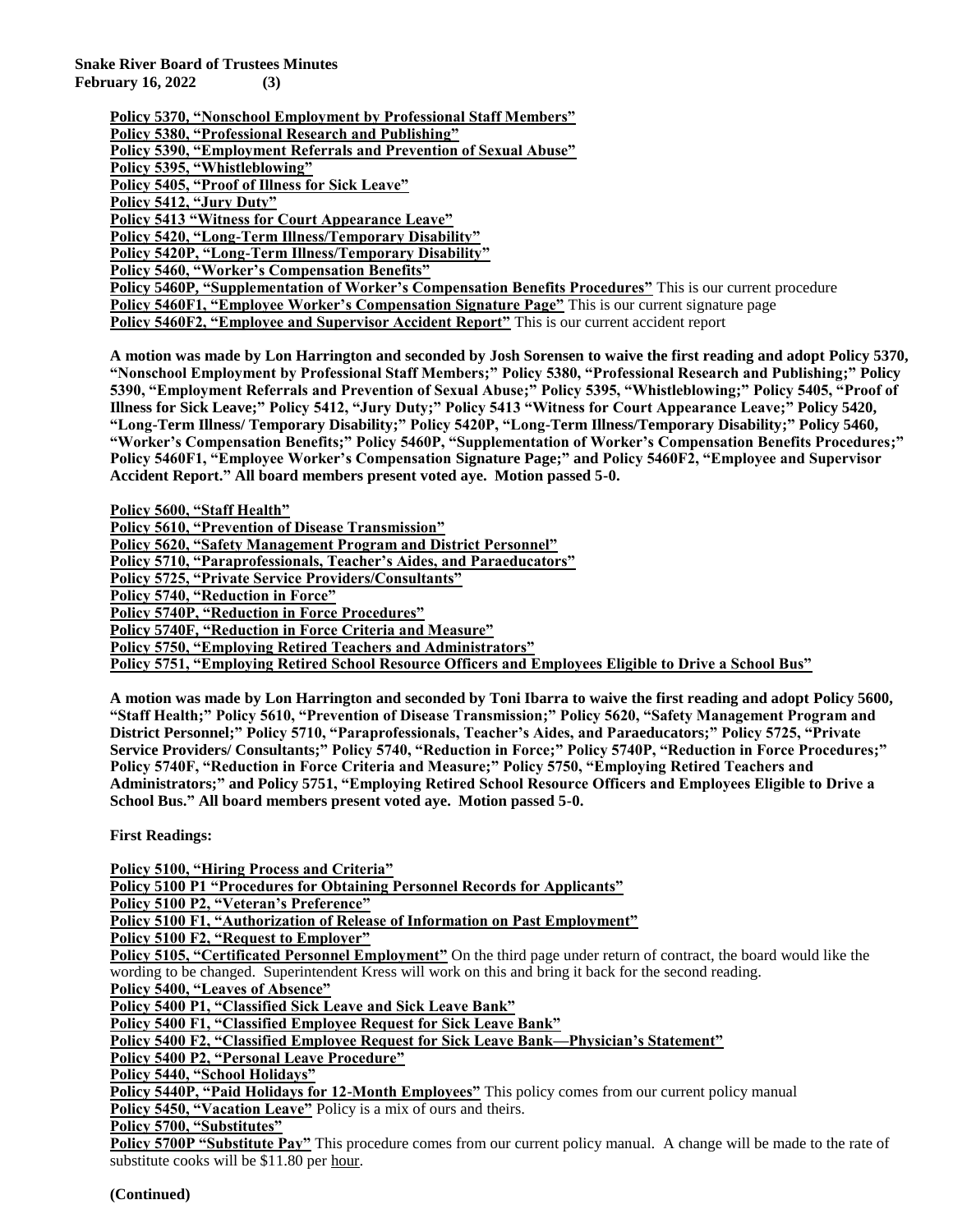**Policy 5370, "Nonschool Employment by Professional Staff Members"**
**Policy 5380, "Professional Research and Publishing"**
**Policy 5390, "Employment Referrals and Prevention of Sexual Abuse"**
**Policy 5395, "Whistleblowing"**
**Policy 5405, "Proof of Illness for Sick Leave"**
**Policy 5412, "Jury Duty"**
**Policy 5413 "Witness for Court Appearance Leave"**
**Policy 5420, "Long-Term Illness/Temporary Disability"**
**Policy 5420P, "Long-Term Illness/Temporary Disability"**
**Policy 5460, "Worker's Compensation Benefits"**
**Policy 5460P, "Supplementation of Worker's Compensation Benefits Procedures"** This is our current procedure
**Policy 5460F1, "Employee Worker's Compensation Signature Page"** This is our current signature page
**Policy 5460F2, "Employee and Supervisor Accident Report"** This is our current accident report

**A motion was made by Lon Harrington and seconded by Josh Sorensen to waive the first reading and adopt Policy 5370, "Nonschool Employment by Professional Staff Members;" Policy 5380, "Professional Research and Publishing;" Policy 5390, "Employment Referrals and Prevention of Sexual Abuse;" Policy 5395, "Whistleblowing;" Policy 5405, "Proof of Illness for Sick Leave;" Policy 5412, "Jury Duty;" Policy 5413 "Witness for Court Appearance Leave;" Policy 5420, "Long-Term Illness/ Temporary Disability;" Policy 5420P, "Long-Term Illness/Temporary Disability;" Policy 5460, "Worker's Compensation Benefits;" Policy 5460P, "Supplementation of Worker's Compensation Benefits Procedures;" Policy 5460F1, "Employee Worker's Compensation Signature Page;" and Policy 5460F2, "Employee and Supervisor Accident Report." All board members present voted aye. Motion passed 5-0.**

**Policy 5600, "Staff Health"**
**Policy 5610, "Prevention of Disease Transmission"**
**Policy 5620, "Safety Management Program and District Personnel"**
**Policy 5710, "Paraprofessionals, Teacher's Aides, and Paraeducators"**
**Policy 5725, "Private Service Providers/Consultants"**
**Policy 5740, "Reduction in Force"**
**Policy 5740P, "Reduction in Force Procedures"**
**Policy 5740F, "Reduction in Force Criteria and Measure"**
**Policy 5750, "Employing Retired Teachers and Administrators"**
**Policy 5751, "Employing Retired School Resource Officers and Employees Eligible to Drive a School Bus"**

**A motion was made by Lon Harrington and seconded by Toni Ibarra to waive the first reading and adopt Policy 5600, "Staff Health;" Policy 5610, "Prevention of Disease Transmission;" Policy 5620, "Safety Management Program and District Personnel;" Policy 5710, "Paraprofessionals, Teacher's Aides, and Paraeducators;" Policy 5725, "Private Service Providers/ Consultants;" Policy 5740, "Reduction in Force;" Policy 5740P, "Reduction in Force Procedures;" Policy 5740F, "Reduction in Force Criteria and Measure;" Policy 5750, "Employing Retired Teachers and Administrators;" and Policy 5751, "Employing Retired School Resource Officers and Employees Eligible to Drive a School Bus." All board members present voted aye. Motion passed 5-0.**

**First Readings:**

**Policy 5100, "Hiring Process and Criteria"**
**Policy 5100 P1 "Procedures for Obtaining Personnel Records for Applicants"**
**Policy 5100 P2, "Veteran's Preference"**
**Policy 5100 F1, "Authorization of Release of Information on Past Employment"**
**Policy 5100 F2, "Request to Employer"**
**Policy 5105, "Certificated Personnel Employment"** On the third page under return of contract, the board would like the wording to be changed. Superintendent Kress will work on this and bring it back for the second reading.
**Policy 5400, "Leaves of Absence"**
**Policy 5400 P1, "Classified Sick Leave and Sick Leave Bank"**
**Policy 5400 F1, "Classified Employee Request for Sick Leave Bank"**
**Policy 5400 F2, "Classified Employee Request for Sick Leave Bank—Physician's Statement"**
**Policy 5400 P2, "Personal Leave Procedure"**
**Policy 5440, "School Holidays"**
**Policy 5440P, "Paid Holidays for 12-Month Employees"** This policy comes from our current policy manual
**Policy 5450, "Vacation Leave"** Policy is a mix of ours and theirs.
**Policy 5700, "Substitutes"**
**Policy 5700P "Substitute Pay"** This procedure comes from our current policy manual. A change will be made to the rate of substitute cooks will be $11.80 per hour.

**(Continued)**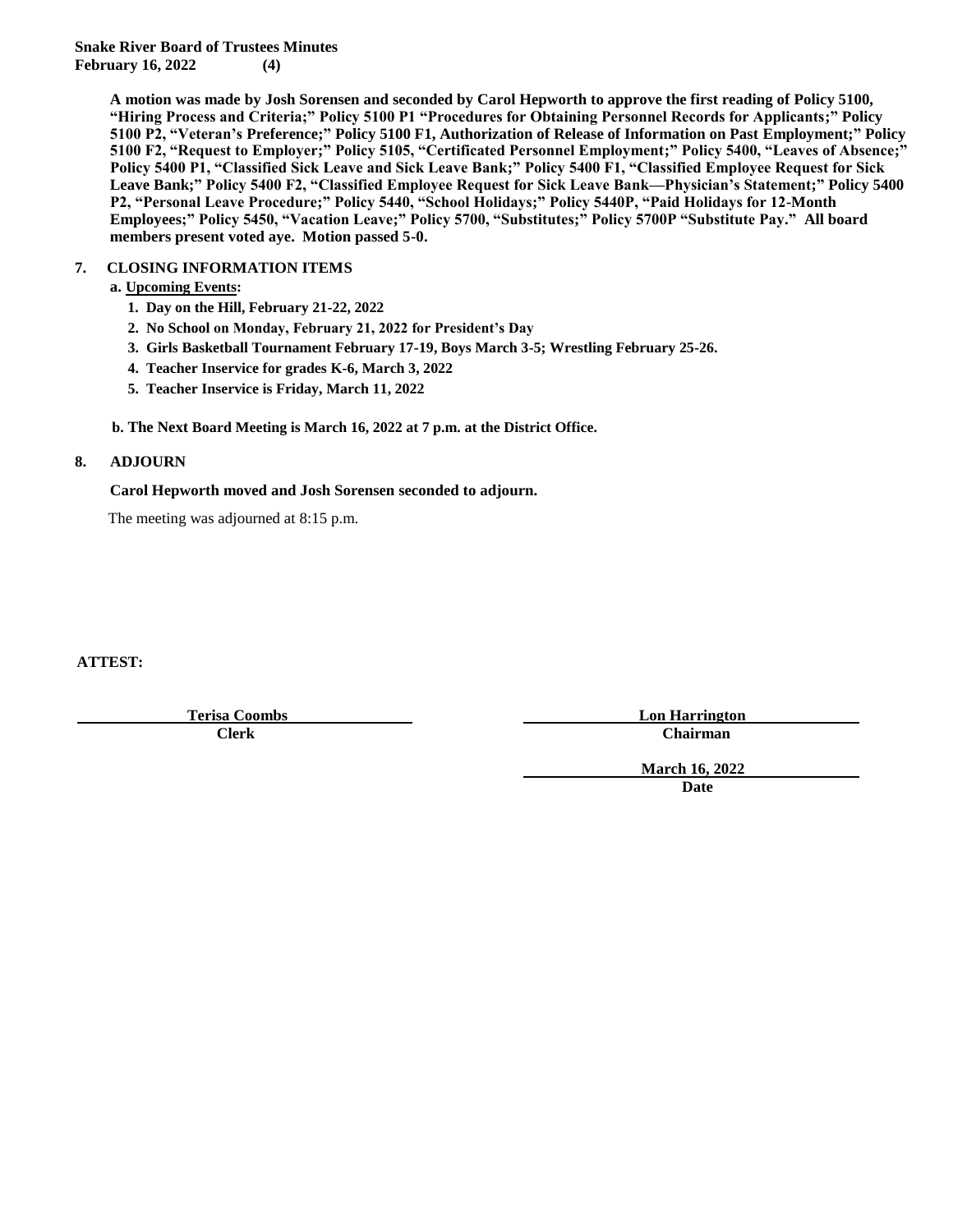**A motion was made by Josh Sorensen and seconded by Carol Hepworth to approve the first reading of Policy 5100, "Hiring Process and Criteria;" Policy 5100 P1 "Procedures for Obtaining Personnel Records for Applicants;" Policy 5100 P2, "Veteran's Preference;" Policy 5100 F1, Authorization of Release of Information on Past Employment;" Policy 5100 F2, "Request to Employer;" Policy 5105, "Certificated Personnel Employment;" Policy 5400, "Leaves of Absence;" Policy 5400 P1, "Classified Sick Leave and Sick Leave Bank;" Policy 5400 F1, "Classified Employee Request for Sick Leave Bank;" Policy 5400 F2, "Classified Employee Request for Sick Leave Bank—Physician's Statement;" Policy 5400 P2, "Personal Leave Procedure;" Policy 5440, "School Holidays;" Policy 5440P, "Paid Holidays for 12-Month Employees;" Policy 5450, "Vacation Leave;" Policy 5700, "Substitutes;" Policy 5700P "Substitute Pay." All board members present voted aye. Motion passed 5-0.**

## 7. CLOSING INFORMATION ITEMS

**a. Upcoming Events:**

1. **Day on the Hill, February 21-22, 2022**
2. **No School on Monday, February 21, 2022 for President's Day**
3. **Girls Basketball Tournament February 17-19, Boys March 3-5; Wrestling February 25-26.**
4. **Teacher Inservice for grades K-6, March 3, 2022**
5. **Teacher Inservice is Friday, March 11, 2022**

**b. The Next Board Meeting is March 16, 2022 at 7 p.m. at the District Office.**

## 8. ADJOURN

**Carol Hepworth moved and Josh Sorensen seconded to adjourn.**

The meeting was adjourned at 8:15 p.m.

**ATTEST:**

**Terisa Coombs**
**Clerk**

**Lon Harrington**
**Chairman**

**March 16, 2022**
**Date**